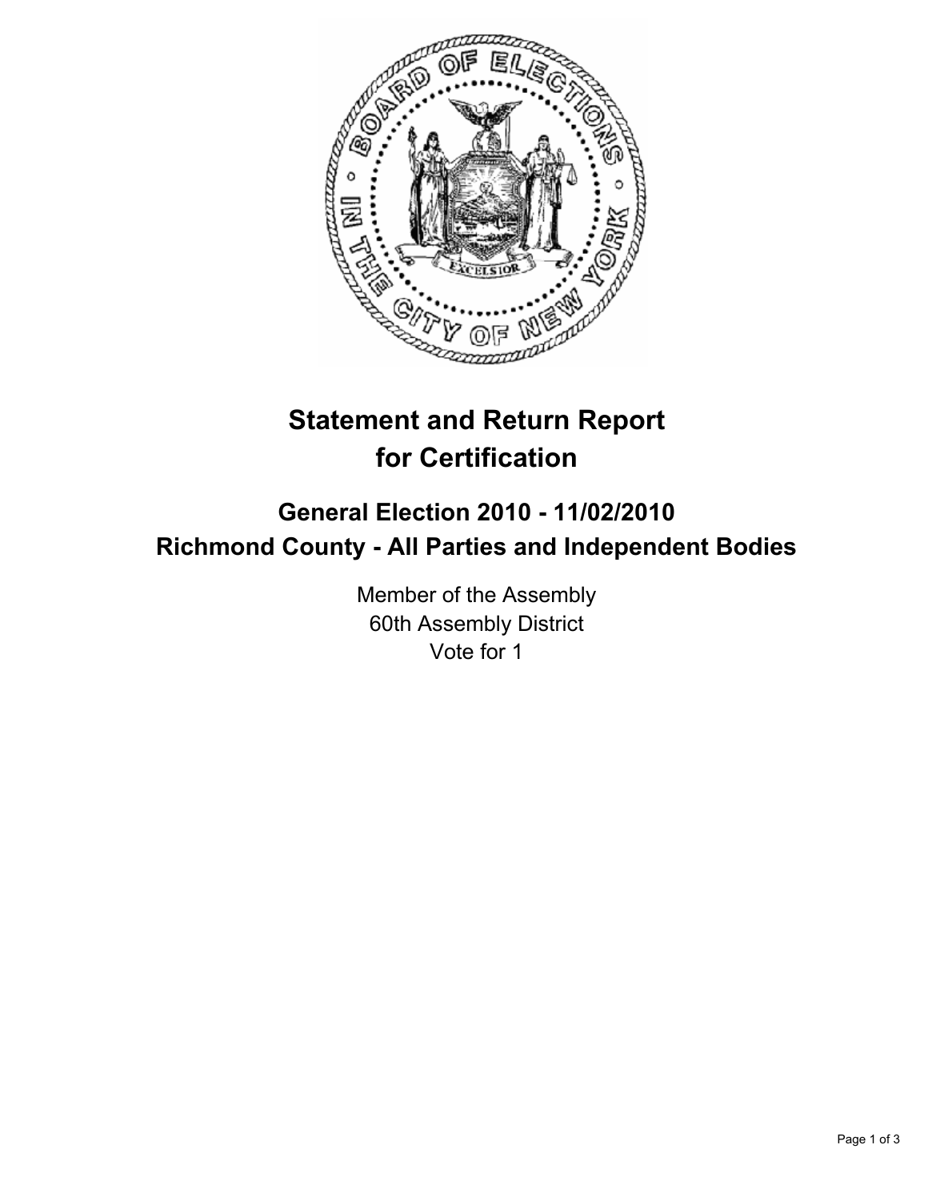# Statement and Return Report for Certification

## General Election 2010 - 11/02/2010
## Richmond County - All Parties and Independent Bodies

Member of the Assembly
60th Assembly District
Vote for 1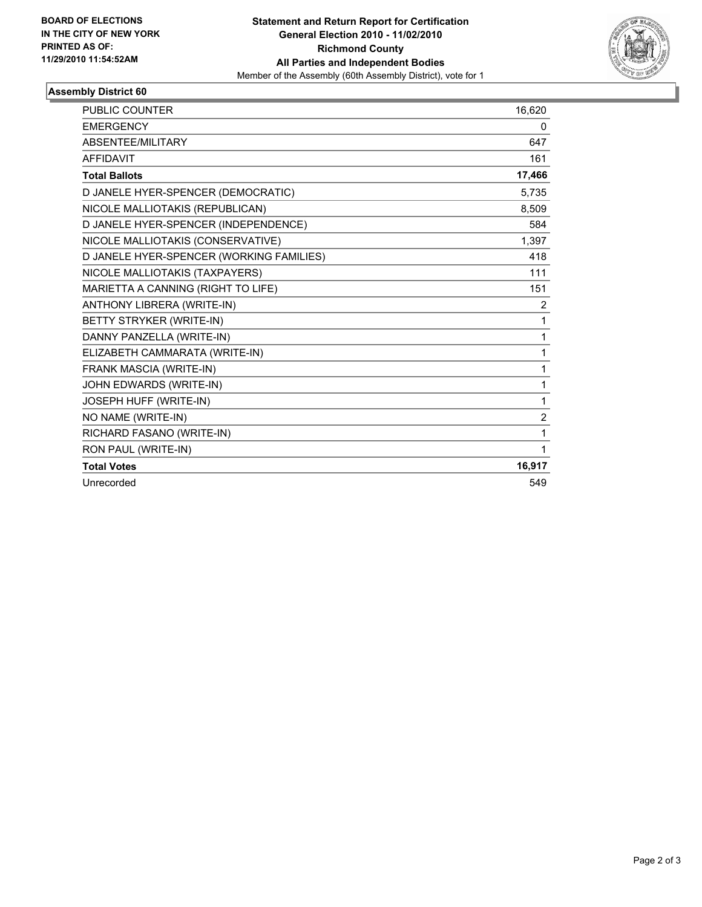**BOARD OF ELECTIONS IN THE CITY OF NEW YORK PRINTED AS OF: 11/29/2010 11:54:52AM**

**Statement and Return Report for Certification**
**General Election 2010 - 11/02/2010**
**Richmond County**
**All Parties and Independent Bodies**
Member of the Assembly (60th Assembly District), vote for 1

## Assembly District 60

| | |
|---|---|
| PUBLIC COUNTER | 16,620 |
| EMERGENCY | 0 |
| ABSENTEE/MILITARY | 647 |
| AFFIDAVIT | 161 |
| **Total Ballots** | **17,466** |
| D JANELE HYER-SPENCER (DEMOCRATIC) | 5,735 |
| NICOLE MALLIOTAKIS (REPUBLICAN) | 8,509 |
| D JANELE HYER-SPENCER (INDEPENDENCE) | 584 |
| NICOLE MALLIOTAKIS (CONSERVATIVE) | 1,397 |
| D JANELE HYER-SPENCER (WORKING FAMILIES) | 418 |
| NICOLE MALLIOTAKIS (TAXPAYERS) | 111 |
| MARIETTA A CANNING (RIGHT TO LIFE) | 151 |
| ANTHONY LIBRERA (WRITE-IN) | 2 |
| BETTY STRYKER (WRITE-IN) | 1 |
| DANNY PANZELLA (WRITE-IN) | 1 |
| ELIZABETH CAMMARATA (WRITE-IN) | 1 |
| FRANK MASCIA (WRITE-IN) | 1 |
| JOHN EDWARDS (WRITE-IN) | 1 |
| JOSEPH HUFF (WRITE-IN) | 1 |
| NO NAME (WRITE-IN) | 2 |
| RICHARD FASANO (WRITE-IN) | 1 |
| RON PAUL (WRITE-IN) | 1 |
| **Total Votes** | **16,917** |
| Unrecorded | 549 |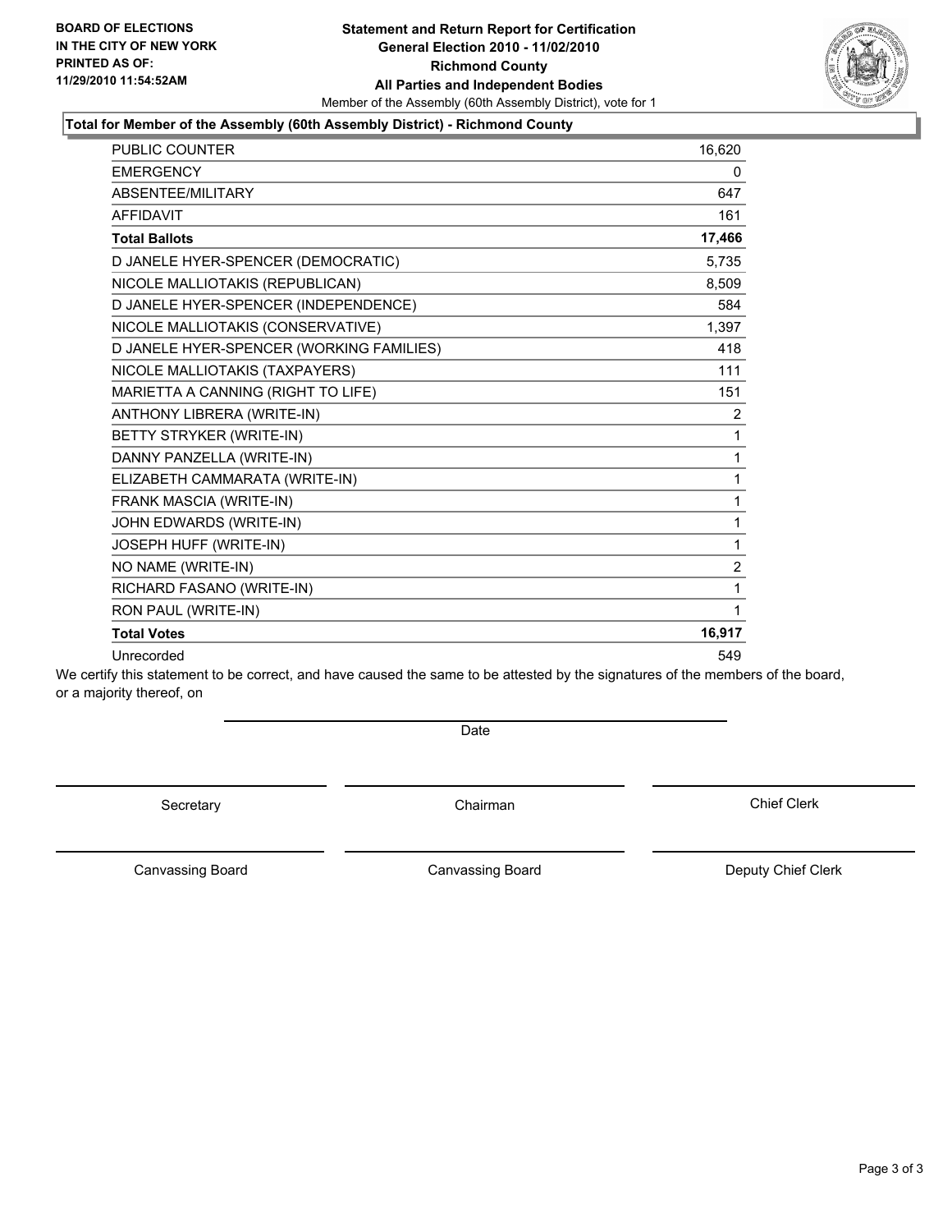**BOARD OF ELECTIONS IN THE CITY OF NEW YORK PRINTED AS OF: 11/29/2010 11:54:52AM**

**Statement and Return Report for Certification General Election 2010 - 11/02/2010 Richmond County All Parties and Independent Bodies**

Member of the Assembly (60th Assembly District), vote for 1

**Total for Member of the Assembly (60th Assembly District) - Richmond County**

| | |
|---|---|
| PUBLIC COUNTER | 16,620 |
| EMERGENCY | 0 |
| ABSENTEE/MILITARY | 647 |
| AFFIDAVIT | 161 |
| **Total Ballots** | **17,466** |
| D JANELE HYER-SPENCER (DEMOCRATIC) | 5,735 |
| NICOLE MALLIOTAKIS (REPUBLICAN) | 8,509 |
| D JANELE HYER-SPENCER (INDEPENDENCE) | 584 |
| NICOLE MALLIOTAKIS (CONSERVATIVE) | 1,397 |
| D JANELE HYER-SPENCER (WORKING FAMILIES) | 418 |
| NICOLE MALLIOTAKIS (TAXPAYERS) | 111 |
| MARIETTA A CANNING (RIGHT TO LIFE) | 151 |
| ANTHONY LIBRERA (WRITE-IN) | 2 |
| BETTY STRYKER (WRITE-IN) | 1 |
| DANNY PANZELLA (WRITE-IN) | 1 |
| ELIZABETH CAMMARATA (WRITE-IN) | 1 |
| FRANK MASCIA (WRITE-IN) | 1 |
| JOHN EDWARDS (WRITE-IN) | 1 |
| JOSEPH HUFF (WRITE-IN) | 1 |
| NO NAME (WRITE-IN) | 2 |
| RICHARD FASANO (WRITE-IN) | 1 |
| RON PAUL (WRITE-IN) | 1 |
| **Total Votes** | **16,917** |
| Unrecorded | 549 |

We certify this statement to be correct, and have caused the same to be attested by the signatures of the members of the board, or a majority thereof, on

Date

Secretary

Chairman

Chief Clerk

Canvassing Board

Canvassing Board

Deputy Chief Clerk